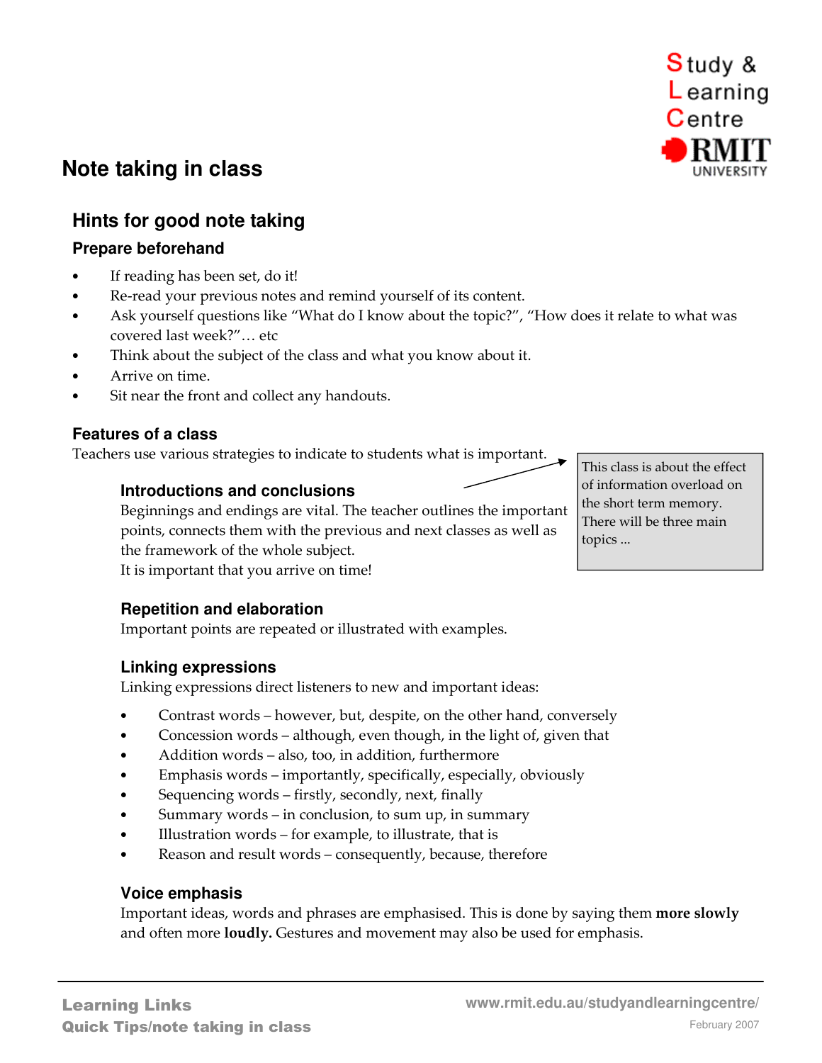# Note taking in class

## Hints for good note taking

### Prepare beforehand

- If reading has been set, do it!
- Re-read your previous notes and remind yourself of its content.
- Ask yourself questions like "What do I know about the topic?", "How does it relate to what was covered last week?"… etc
- Think about the subject of the class and what you know about it.
- Arrive on time.
- Sit near the front and collect any handouts.

### Features of a class

Teachers use various strategies to indicate to students what is important.

> This class is about the effect of information overload on the short term memory. There will be three main topics ...

#### Introductions and conclusions

Beginnings and endings are vital. The teacher outlines the important points, connects them with the previous and next classes as well as the framework of the whole subject.
It is important that you arrive on time!

#### Repetition and elaboration

Important points are repeated or illustrated with examples.

#### Linking expressions

Linking expressions direct listeners to new and important ideas:

- Contrast words – however, but, despite, on the other hand, conversely
- Concession words – although, even though, in the light of, given that
- Addition words – also, too, in addition, furthermore
- Emphasis words – importantly, specifically, especially, obviously
- Sequencing words – firstly, secondly, next, finally
- Summary words – in conclusion, to sum up, in summary
- Illustration words – for example, to illustrate, that is
- Reason and result words – consequently, because, therefore

#### Voice emphasis

Important ideas, words and phrases are emphasised. This is done by saying them **more slowly** and often more **loudly.** Gestures and movement may also be used for emphasis.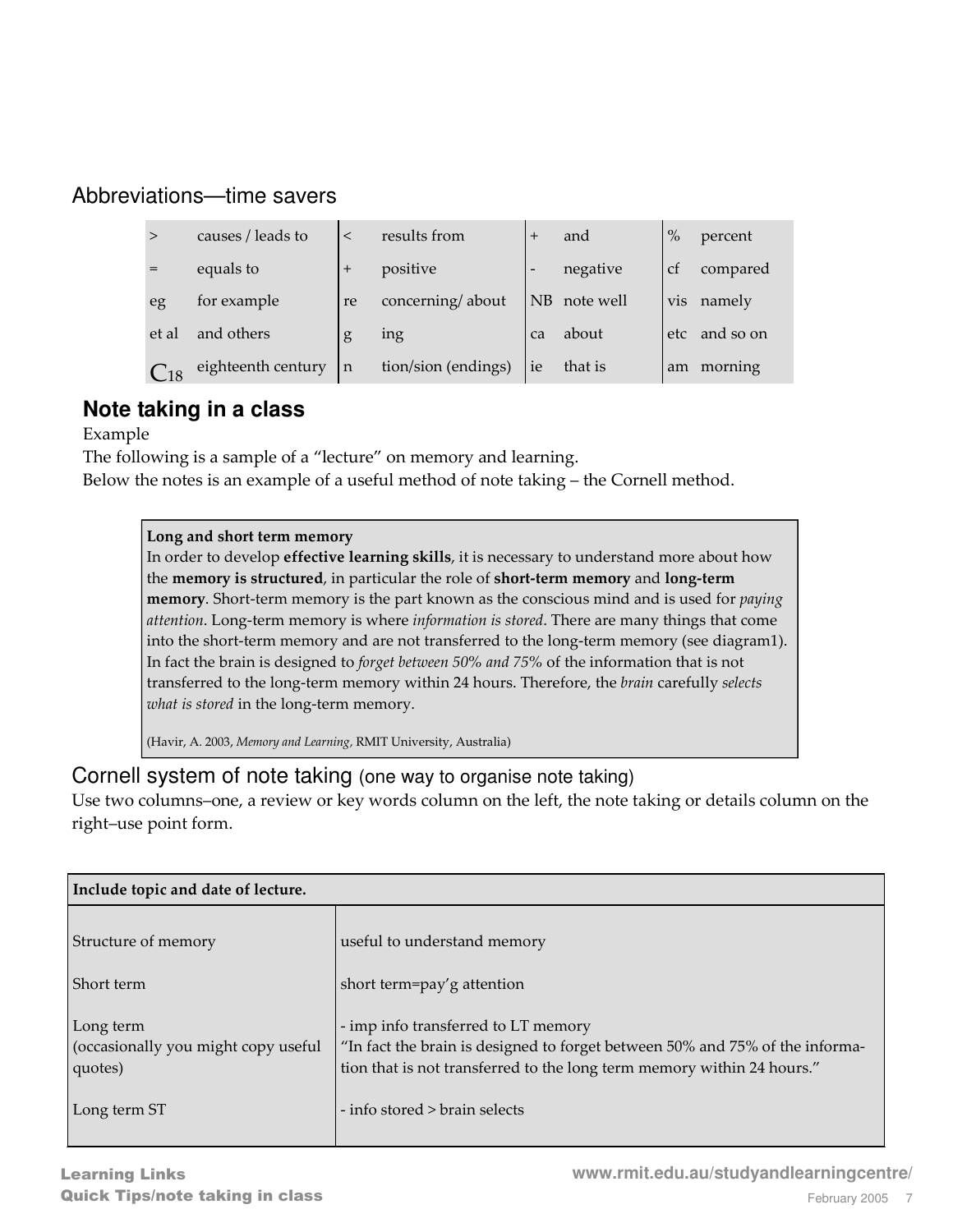## Abbreviations—time savers

| | | | | | | | | | | |
|---|---|---|---|---|---|---|---|---|---|---|
| > | causes / leads to | < | results from | + | and | % | percent |
| = | equals to | + | positive | - | negative | cf | compared |
| eg | for example | re | concerning/ about | NB | note well | vis | namely |
| et al | and others | g | ing | ca | about | etc | and so on |
| $C_{18}$ | eighteenth century | n | tion/sion (endings) | ie | that is | am | morning |

### Note taking in a class

Example

The following is a sample of a "lecture" on memory and learning.

Below the notes is an example of a useful method of note taking – the Cornell method.

> **Long and short term memory**
>
> In order to develop **effective learning skills**, it is necessary to understand more about how the **memory is structured**, in particular the role of **short-term memory** and **long-term memory**. Short-term memory is the part known as the conscious mind and is used for *paying attention*. Long-term memory is where *information is stored*. There are many things that come into the short-term memory and are not transferred to the long-term memory (see diagram1). In fact the brain is designed to *forget between 50% and 75%* of the information that is not transferred to the long-term memory within 24 hours. Therefore, the *brain* carefully *selects what is stored* in the long-term memory.
>
> (Havir, A. 2003, *Memory and Learning*, RMIT University, Australia)

## Cornell system of note taking (one way to organise note taking)

Use two columns–one, a review or key words column on the left, the note taking or details column on the right–use point form.

| **Include topic and date of lecture.** | |
|---|---|
| Structure of memory | useful to understand memory |
| Short term | short term=pay'g attention |
| Long term<br>(occasionally you might copy useful quotes) | - imp info transferred to LT memory<br>"In fact the brain is designed to forget between 50% and 75% of the information that is not transferred to the long term memory within 24 hours." |
| Long term ST | - info stored > brain selects |